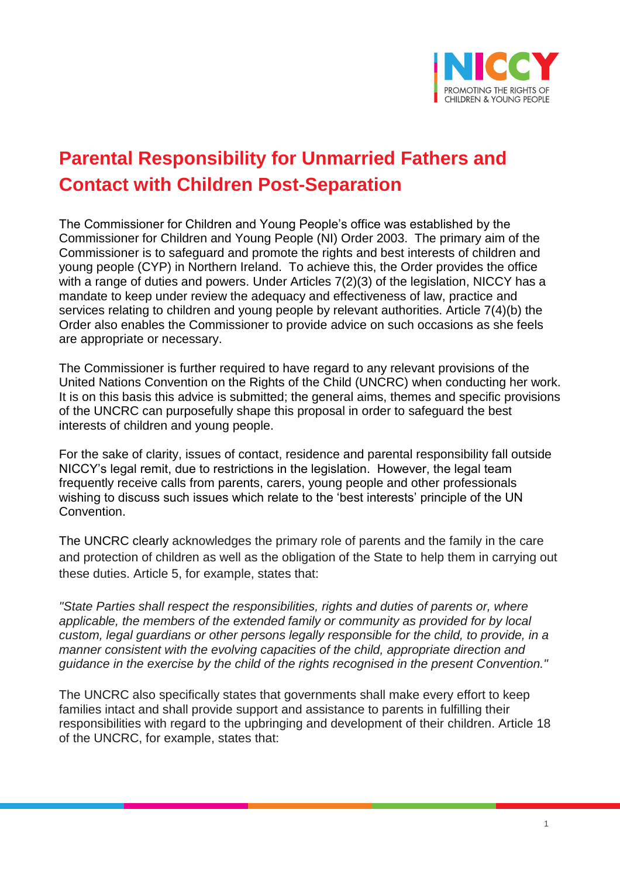# Parental Responsibility for Unmarried Fathers and Contact with Children Post-Separation

The Commissioner for Children and Young People's office was established by the Commissioner for Children and Young People (NI) Order 2003. The primary aim of the Commissioner is to safeguard and promote the rights and best interests of children and young people (CYP) in Northern Ireland. To achieve this, the Order provides the office with a range of duties and powers. Under Articles 7(2)(3) of the legislation, NICCY has a mandate to keep under review the adequacy and effectiveness of law, practice and services relating to children and young people by relevant authorities. Article 7(4)(b) the Order also enables the Commissioner to provide advice on such occasions as she feels are appropriate or necessary.

The Commissioner is further required to have regard to any relevant provisions of the United Nations Convention on the Rights of the Child (UNCRC) when conducting her work. It is on this basis this advice is submitted; the general aims, themes and specific provisions of the UNCRC can purposefully shape this proposal in order to safeguard the best interests of children and young people.

For the sake of clarity, issues of contact, residence and parental responsibility fall outside NICCY's legal remit, due to restrictions in the legislation. However, the legal team frequently receive calls from parents, carers, young people and other professionals wishing to discuss such issues which relate to the 'best interests' principle of the UN Convention.

The UNCRC clearly acknowledges the primary role of parents and the family in the care and protection of children as well as the obligation of the State to help them in carrying out these duties. Article 5, for example, states that:

*"State Parties shall respect the responsibilities, rights and duties of parents or, where applicable, the members of the extended family or community as provided for by local custom, legal guardians or other persons legally responsible for the child, to provide, in a manner consistent with the evolving capacities of the child, appropriate direction and guidance in the exercise by the child of the rights recognised in the present Convention."*

The UNCRC also specifically states that governments shall make every effort to keep families intact and shall provide support and assistance to parents in fulfilling their responsibilities with regard to the upbringing and development of their children. Article 18 of the UNCRC, for example, states that: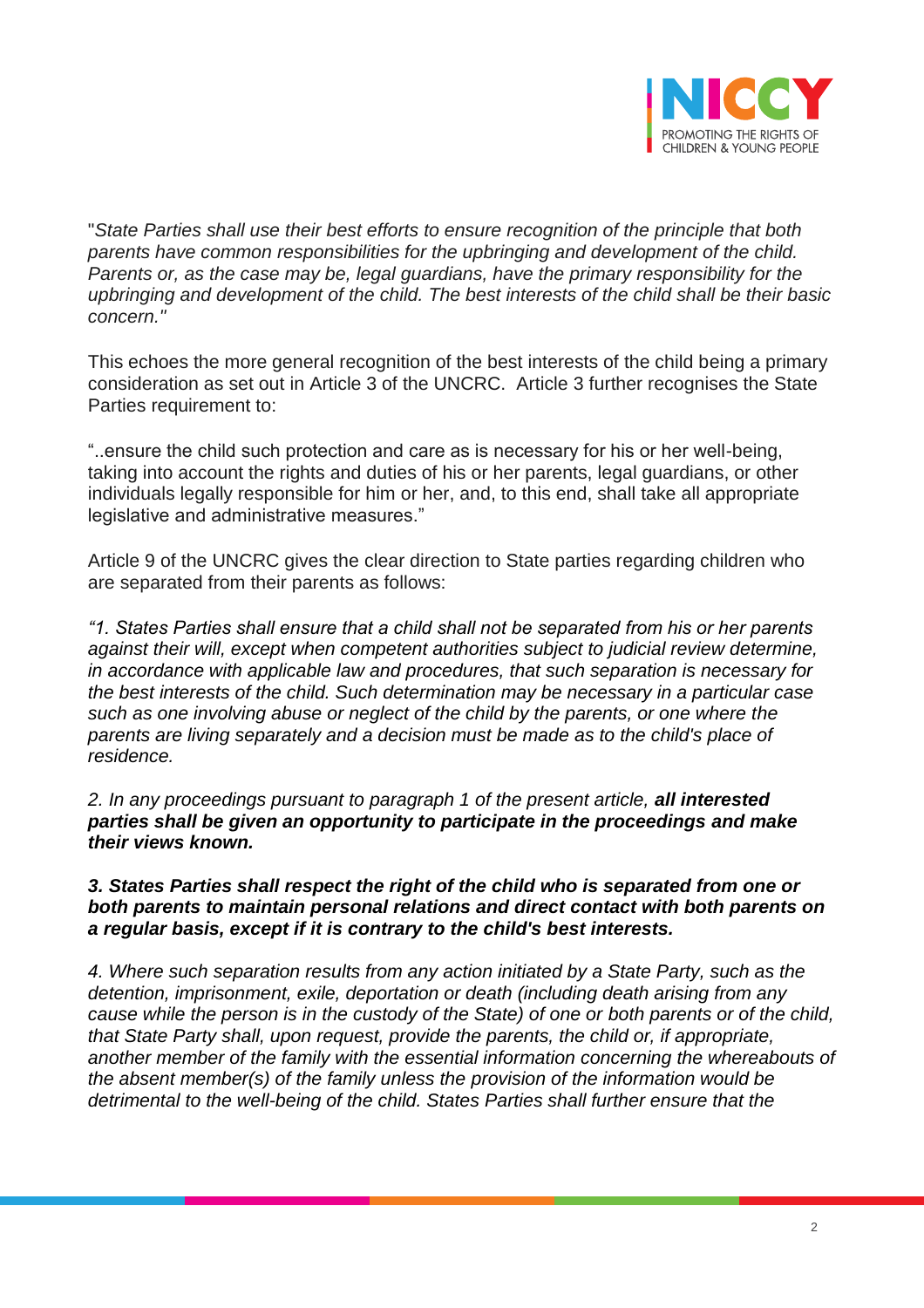"*State Parties shall use their best efforts to ensure recognition of the principle that both parents have common responsibilities for the upbringing and development of the child. Parents or, as the case may be, legal guardians, have the primary responsibility for the upbringing and development of the child. The best interests of the child shall be their basic concern."*

This echoes the more general recognition of the best interests of the child being a primary consideration as set out in Article 3 of the UNCRC. Article 3 further recognises the State Parties requirement to:

"..ensure the child such protection and care as is necessary for his or her well-being, taking into account the rights and duties of his or her parents, legal guardians, or other individuals legally responsible for him or her, and, to this end, shall take all appropriate legislative and administrative measures."

Article 9 of the UNCRC gives the clear direction to State parties regarding children who are separated from their parents as follows:

*"1. States Parties shall ensure that a child shall not be separated from his or her parents against their will, except when competent authorities subject to judicial review determine, in accordance with applicable law and procedures, that such separation is necessary for the best interests of the child. Such determination may be necessary in a particular case such as one involving abuse or neglect of the child by the parents, or one where the parents are living separately and a decision must be made as to the child's place of residence.*

*2. In any proceedings pursuant to paragraph 1 of the present article,* ***all interested parties shall be given an opportunity to participate in the proceedings and make their views known.***

***3. States Parties shall respect the right of the child who is separated from one or both parents to maintain personal relations and direct contact with both parents on a regular basis, except if it is contrary to the child's best interests.***

*4. Where such separation results from any action initiated by a State Party, such as the detention, imprisonment, exile, deportation or death (including death arising from any cause while the person is in the custody of the State) of one or both parents or of the child, that State Party shall, upon request, provide the parents, the child or, if appropriate, another member of the family with the essential information concerning the whereabouts of the absent member(s) of the family unless the provision of the information would be detrimental to the well-being of the child. States Parties shall further ensure that the*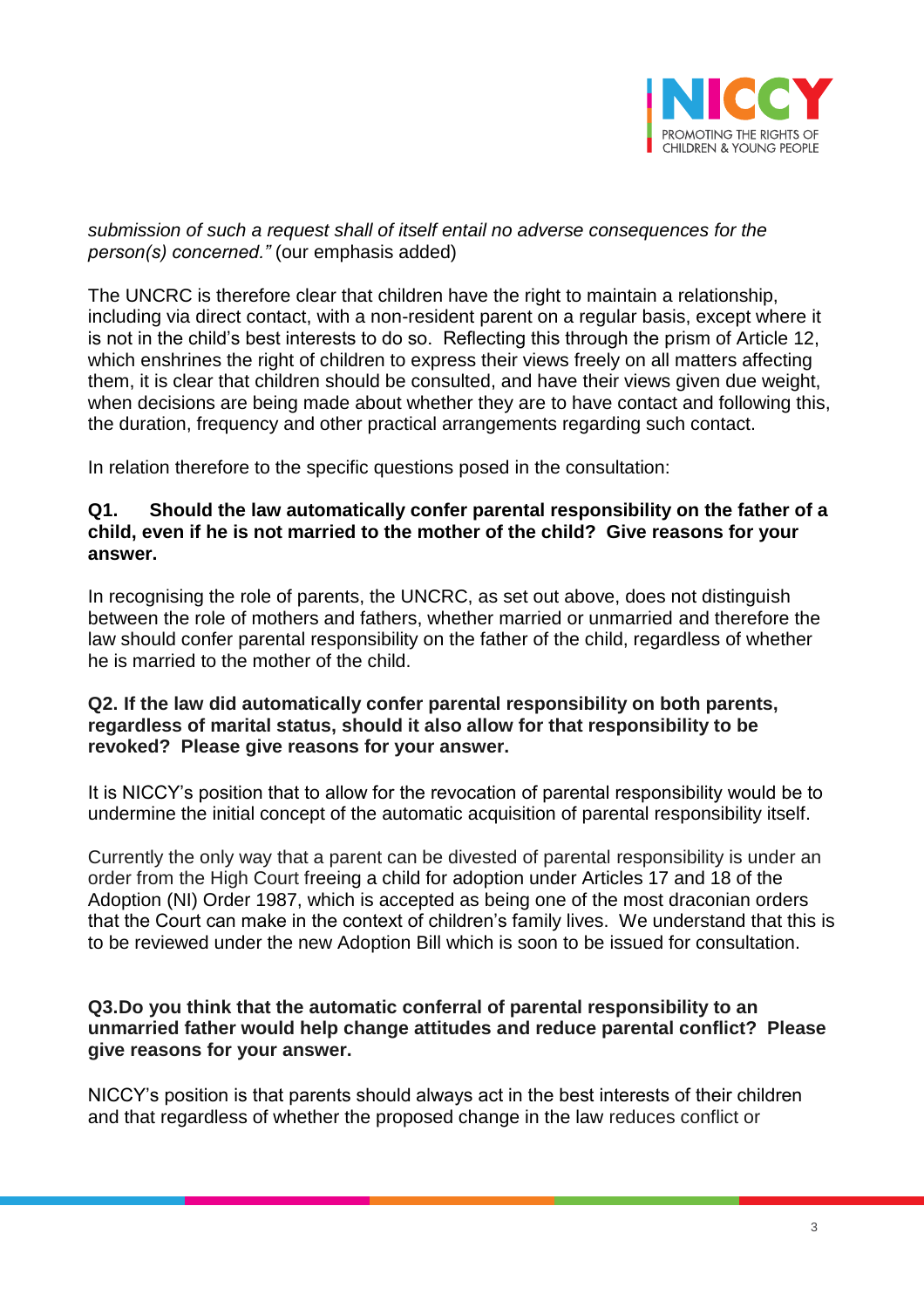*submission of such a request shall of itself entail no adverse consequences for the person(s) concerned."* (our emphasis added)

The UNCRC is therefore clear that children have the right to maintain a relationship, including via direct contact, with a non-resident parent on a regular basis, except where it is not in the child's best interests to do so. Reflecting this through the prism of Article 12, which enshrines the right of children to express their views freely on all matters affecting them, it is clear that children should be consulted, and have their views given due weight, when decisions are being made about whether they are to have contact and following this, the duration, frequency and other practical arrangements regarding such contact.

In relation therefore to the specific questions posed in the consultation:

**Q1. Should the law automatically confer parental responsibility on the father of a child, even if he is not married to the mother of the child? Give reasons for your answer.**

In recognising the role of parents, the UNCRC, as set out above, does not distinguish between the role of mothers and fathers, whether married or unmarried and therefore the law should confer parental responsibility on the father of the child, regardless of whether he is married to the mother of the child.

**Q2. If the law did automatically confer parental responsibility on both parents, regardless of marital status, should it also allow for that responsibility to be revoked? Please give reasons for your answer.**

It is NICCY's position that to allow for the revocation of parental responsibility would be to undermine the initial concept of the automatic acquisition of parental responsibility itself.

Currently the only way that a parent can be divested of parental responsibility is under an order from the High Court freeing a child for adoption under Articles 17 and 18 of the Adoption (NI) Order 1987, which is accepted as being one of the most draconian orders that the Court can make in the context of children's family lives. We understand that this is to be reviewed under the new Adoption Bill which is soon to be issued for consultation.

**Q3.Do you think that the automatic conferral of parental responsibility to an unmarried father would help change attitudes and reduce parental conflict? Please give reasons for your answer.**

NICCY's position is that parents should always act in the best interests of their children and that regardless of whether the proposed change in the law reduces conflict or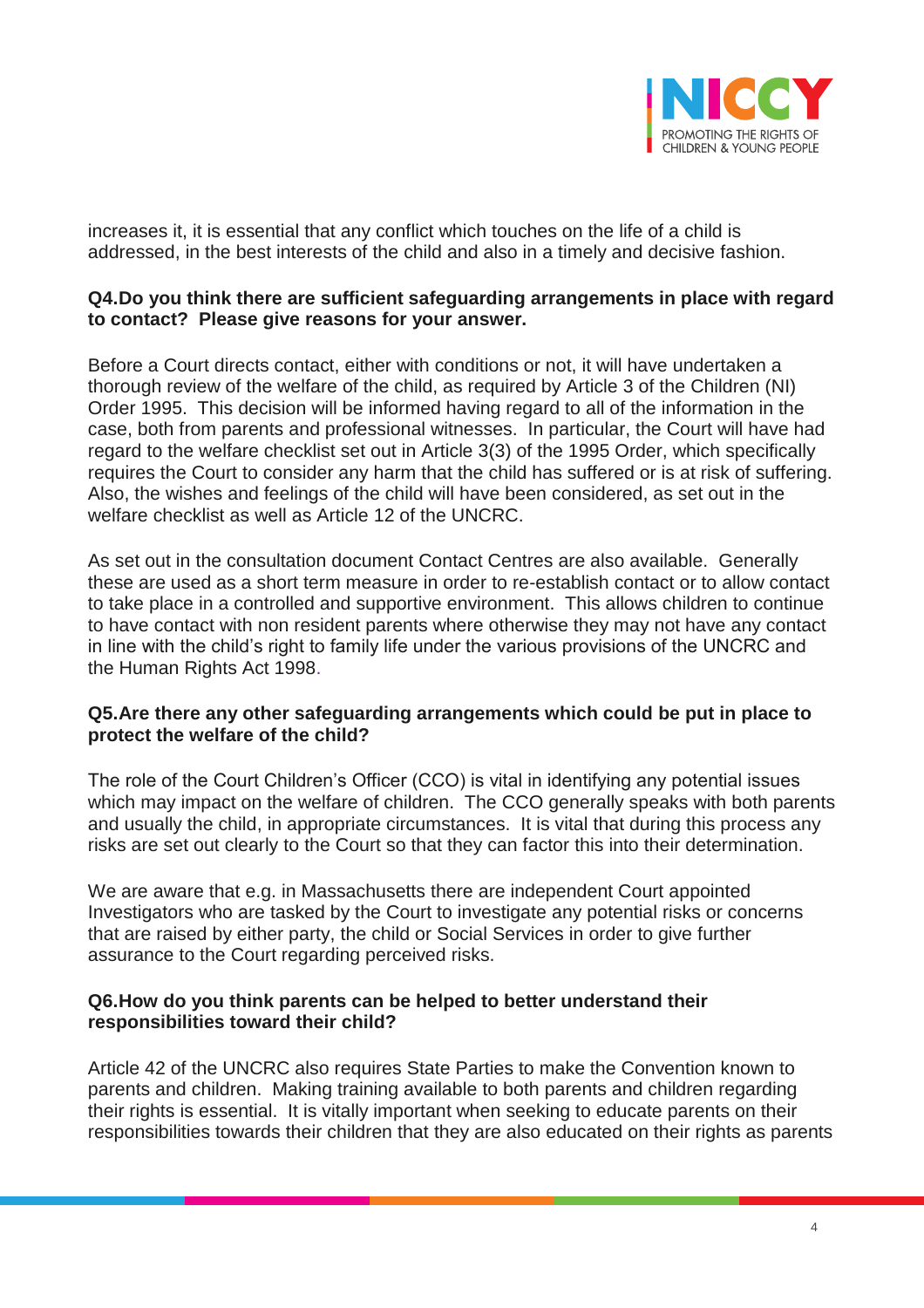increases it, it is essential that any conflict which touches on the life of a child is addressed, in the best interests of the child and also in a timely and decisive fashion.

**Q4.Do you think there are sufficient safeguarding arrangements in place with regard to contact? Please give reasons for your answer.**

Before a Court directs contact, either with conditions or not, it will have undertaken a thorough review of the welfare of the child, as required by Article 3 of the Children (NI) Order 1995. This decision will be informed having regard to all of the information in the case, both from parents and professional witnesses. In particular, the Court will have had regard to the welfare checklist set out in Article 3(3) of the 1995 Order, which specifically requires the Court to consider any harm that the child has suffered or is at risk of suffering. Also, the wishes and feelings of the child will have been considered, as set out in the welfare checklist as well as Article 12 of the UNCRC.

As set out in the consultation document Contact Centres are also available. Generally these are used as a short term measure in order to re-establish contact or to allow contact to take place in a controlled and supportive environment. This allows children to continue to have contact with non resident parents where otherwise they may not have any contact in line with the child's right to family life under the various provisions of the UNCRC and the Human Rights Act 1998.

**Q5.Are there any other safeguarding arrangements which could be put in place to protect the welfare of the child?**

The role of the Court Children's Officer (CCO) is vital in identifying any potential issues which may impact on the welfare of children. The CCO generally speaks with both parents and usually the child, in appropriate circumstances. It is vital that during this process any risks are set out clearly to the Court so that they can factor this into their determination.

We are aware that e.g. in Massachusetts there are independent Court appointed Investigators who are tasked by the Court to investigate any potential risks or concerns that are raised by either party, the child or Social Services in order to give further assurance to the Court regarding perceived risks.

**Q6.How do you think parents can be helped to better understand their responsibilities toward their child?**

Article 42 of the UNCRC also requires State Parties to make the Convention known to parents and children. Making training available to both parents and children regarding their rights is essential. It is vitally important when seeking to educate parents on their responsibilities towards their children that they are also educated on their rights as parents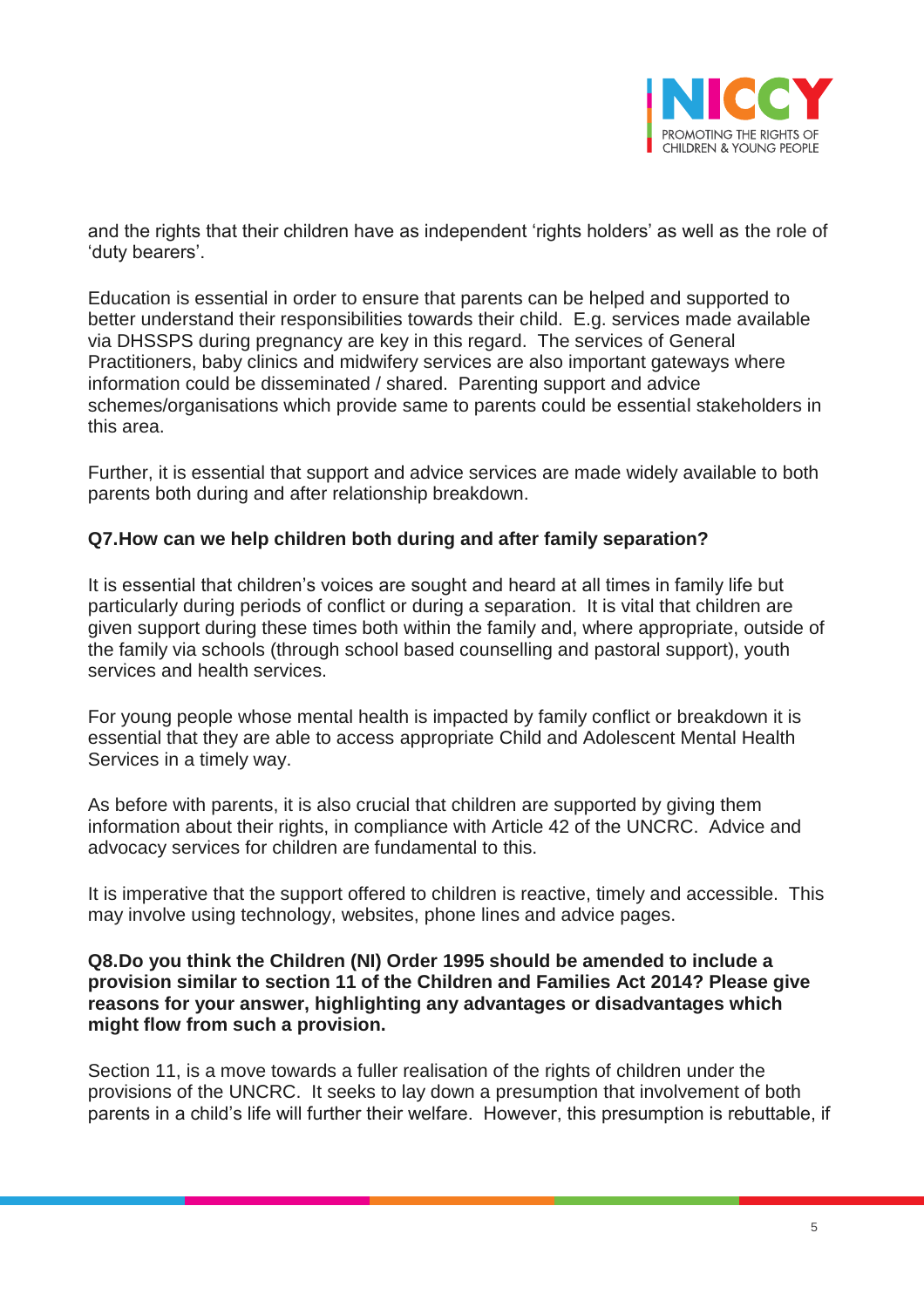and the rights that their children have as independent 'rights holders' as well as the role of 'duty bearers'.

Education is essential in order to ensure that parents can be helped and supported to better understand their responsibilities towards their child. E.g. services made available via DHSSPS during pregnancy are key in this regard. The services of General Practitioners, baby clinics and midwifery services are also important gateways where information could be disseminated / shared. Parenting support and advice schemes/organisations which provide same to parents could be essential stakeholders in this area.

Further, it is essential that support and advice services are made widely available to both parents both during and after relationship breakdown.

**Q7.How can we help children both during and after family separation?**

It is essential that children's voices are sought and heard at all times in family life but particularly during periods of conflict or during a separation. It is vital that children are given support during these times both within the family and, where appropriate, outside of the family via schools (through school based counselling and pastoral support), youth services and health services.

For young people whose mental health is impacted by family conflict or breakdown it is essential that they are able to access appropriate Child and Adolescent Mental Health Services in a timely way.

As before with parents, it is also crucial that children are supported by giving them information about their rights, in compliance with Article 42 of the UNCRC. Advice and advocacy services for children are fundamental to this.

It is imperative that the support offered to children is reactive, timely and accessible. This may involve using technology, websites, phone lines and advice pages.

**Q8.Do you think the Children (NI) Order 1995 should be amended to include a provision similar to section 11 of the Children and Families Act 2014? Please give reasons for your answer, highlighting any advantages or disadvantages which might flow from such a provision.**

Section 11, is a move towards a fuller realisation of the rights of children under the provisions of the UNCRC. It seeks to lay down a presumption that involvement of both parents in a child's life will further their welfare. However, this presumption is rebuttable, if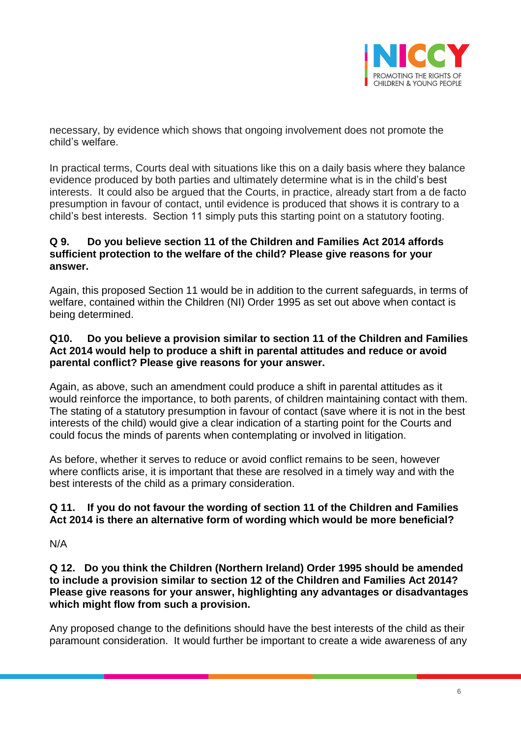necessary, by evidence which shows that ongoing involvement does not promote the child's welfare.

In practical terms, Courts deal with situations like this on a daily basis where they balance evidence produced by both parties and ultimately determine what is in the child's best interests. It could also be argued that the Courts, in practice, already start from a de facto presumption in favour of contact, until evidence is produced that shows it is contrary to a child's best interests. Section 11 simply puts this starting point on a statutory footing.

**Q 9. Do you believe section 11 of the Children and Families Act 2014 affords sufficient protection to the welfare of the child? Please give reasons for your answer.**

Again, this proposed Section 11 would be in addition to the current safeguards, in terms of welfare, contained within the Children (NI) Order 1995 as set out above when contact is being determined.

**Q10. Do you believe a provision similar to section 11 of the Children and Families Act 2014 would help to produce a shift in parental attitudes and reduce or avoid parental conflict? Please give reasons for your answer.**

Again, as above, such an amendment could produce a shift in parental attitudes as it would reinforce the importance, to both parents, of children maintaining contact with them. The stating of a statutory presumption in favour of contact (save where it is not in the best interests of the child) would give a clear indication of a starting point for the Courts and could focus the minds of parents when contemplating or involved in litigation.

As before, whether it serves to reduce or avoid conflict remains to be seen, however where conflicts arise, it is important that these are resolved in a timely way and with the best interests of the child as a primary consideration.

**Q 11. If you do not favour the wording of section 11 of the Children and Families Act 2014 is there an alternative form of wording which would be more beneficial?**

N/A

**Q 12. Do you think the Children (Northern Ireland) Order 1995 should be amended to include a provision similar to section 12 of the Children and Families Act 2014? Please give reasons for your answer, highlighting any advantages or disadvantages which might flow from such a provision.**

Any proposed change to the definitions should have the best interests of the child as their paramount consideration. It would further be important to create a wide awareness of any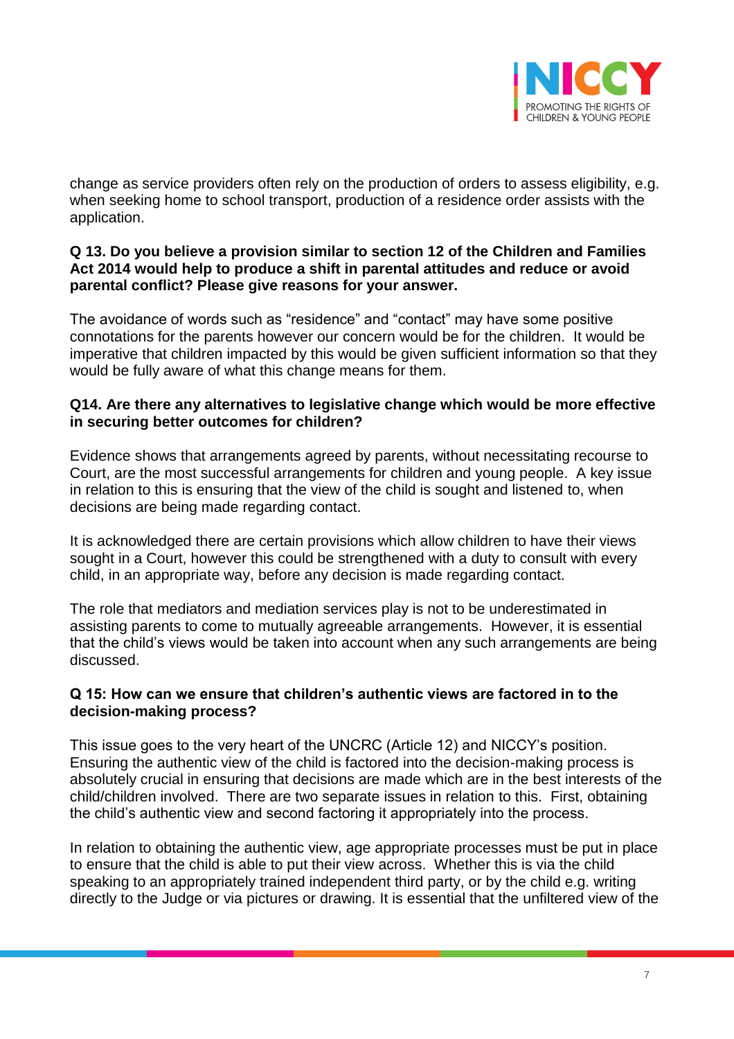change as service providers often rely on the production of orders to assess eligibility, e.g. when seeking home to school transport, production of a residence order assists with the application.

**Q 13. Do you believe a provision similar to section 12 of the Children and Families Act 2014 would help to produce a shift in parental attitudes and reduce or avoid parental conflict? Please give reasons for your answer.**

The avoidance of words such as “residence” and “contact” may have some positive connotations for the parents however our concern would be for the children. It would be imperative that children impacted by this would be given sufficient information so that they would be fully aware of what this change means for them.

**Q14. Are there any alternatives to legislative change which would be more effective in securing better outcomes for children?**

Evidence shows that arrangements agreed by parents, without necessitating recourse to Court, are the most successful arrangements for children and young people. A key issue in relation to this is ensuring that the view of the child is sought and listened to, when decisions are being made regarding contact.

It is acknowledged there are certain provisions which allow children to have their views sought in a Court, however this could be strengthened with a duty to consult with every child, in an appropriate way, before any decision is made regarding contact.

The role that mediators and mediation services play is not to be underestimated in assisting parents to come to mutually agreeable arrangements. However, it is essential that the child’s views would be taken into account when any such arrangements are being discussed.

**Q 15: How can we ensure that children’s authentic views are factored in to the decision-making process?**

This issue goes to the very heart of the UNCRC (Article 12) and NICCY’s position. Ensuring the authentic view of the child is factored into the decision-making process is absolutely crucial in ensuring that decisions are made which are in the best interests of the child/children involved. There are two separate issues in relation to this. First, obtaining the child’s authentic view and second factoring it appropriately into the process.

In relation to obtaining the authentic view, age appropriate processes must be put in place to ensure that the child is able to put their view across. Whether this is via the child speaking to an appropriately trained independent third party, or by the child e.g. writing directly to the Judge or via pictures or drawing. It is essential that the unfiltered view of the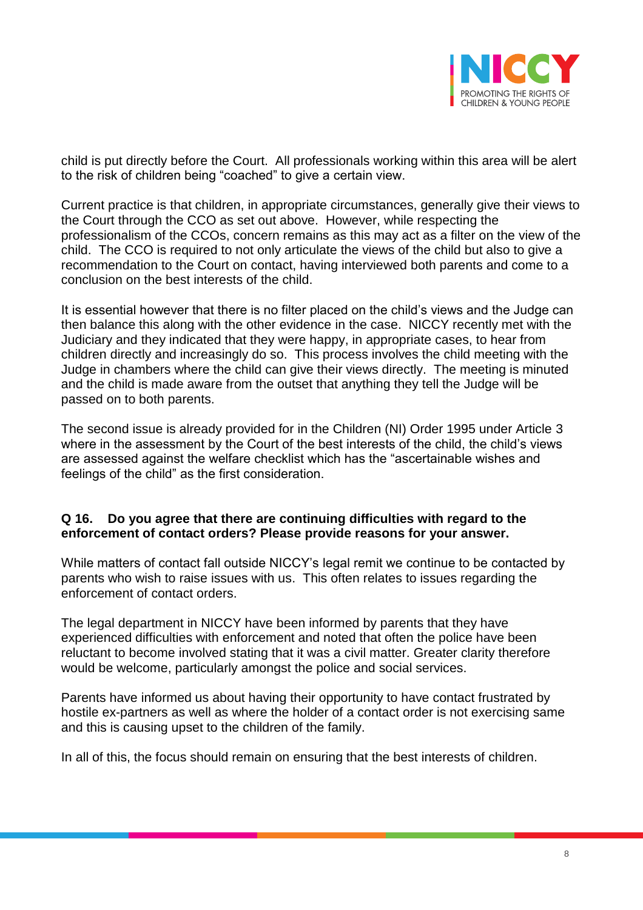child is put directly before the Court. All professionals working within this area will be alert to the risk of children being "coached" to give a certain view.

Current practice is that children, in appropriate circumstances, generally give their views to the Court through the CCO as set out above. However, while respecting the professionalism of the CCOs, concern remains as this may act as a filter on the view of the child. The CCO is required to not only articulate the views of the child but also to give a recommendation to the Court on contact, having interviewed both parents and come to a conclusion on the best interests of the child.

It is essential however that there is no filter placed on the child's views and the Judge can then balance this along with the other evidence in the case. NICCY recently met with the Judiciary and they indicated that they were happy, in appropriate cases, to hear from children directly and increasingly do so. This process involves the child meeting with the Judge in chambers where the child can give their views directly. The meeting is minuted and the child is made aware from the outset that anything they tell the Judge will be passed on to both parents.

The second issue is already provided for in the Children (NI) Order 1995 under Article 3 where in the assessment by the Court of the best interests of the child, the child's views are assessed against the welfare checklist which has the "ascertainable wishes and feelings of the child" as the first consideration.

**Q 16. Do you agree that there are continuing difficulties with regard to the enforcement of contact orders? Please provide reasons for your answer.**

While matters of contact fall outside NICCY's legal remit we continue to be contacted by parents who wish to raise issues with us. This often relates to issues regarding the enforcement of contact orders.

The legal department in NICCY have been informed by parents that they have experienced difficulties with enforcement and noted that often the police have been reluctant to become involved stating that it was a civil matter. Greater clarity therefore would be welcome, particularly amongst the police and social services.

Parents have informed us about having their opportunity to have contact frustrated by hostile ex-partners as well as where the holder of a contact order is not exercising same and this is causing upset to the children of the family.

In all of this, the focus should remain on ensuring that the best interests of children.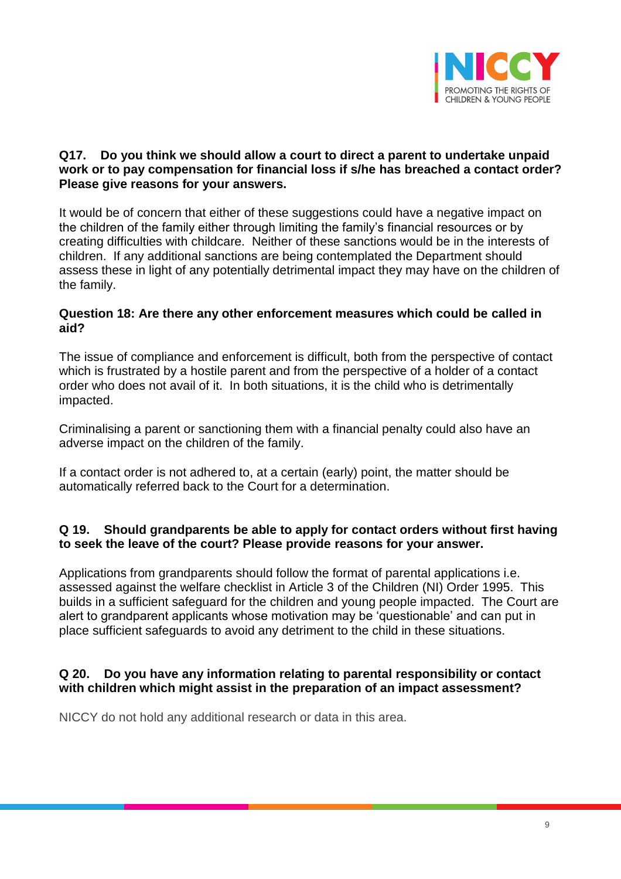**Q17. Do you think we should allow a court to direct a parent to undertake unpaid work or to pay compensation for financial loss if s/he has breached a contact order? Please give reasons for your answers.**

It would be of concern that either of these suggestions could have a negative impact on the children of the family either through limiting the family's financial resources or by creating difficulties with childcare. Neither of these sanctions would be in the interests of children. If any additional sanctions are being contemplated the Department should assess these in light of any potentially detrimental impact they may have on the children of the family.

**Question 18: Are there any other enforcement measures which could be called in aid?**

The issue of compliance and enforcement is difficult, both from the perspective of contact which is frustrated by a hostile parent and from the perspective of a holder of a contact order who does not avail of it. In both situations, it is the child who is detrimentally impacted.

Criminalising a parent or sanctioning them with a financial penalty could also have an adverse impact on the children of the family.

If a contact order is not adhered to, at a certain (early) point, the matter should be automatically referred back to the Court for a determination.

**Q 19. Should grandparents be able to apply for contact orders without first having to seek the leave of the court? Please provide reasons for your answer.**

Applications from grandparents should follow the format of parental applications i.e. assessed against the welfare checklist in Article 3 of the Children (NI) Order 1995. This builds in a sufficient safeguard for the children and young people impacted. The Court are alert to grandparent applicants whose motivation may be 'questionable' and can put in place sufficient safeguards to avoid any detriment to the child in these situations.

**Q 20. Do you have any information relating to parental responsibility or contact with children which might assist in the preparation of an impact assessment?**

NICCY do not hold any additional research or data in this area.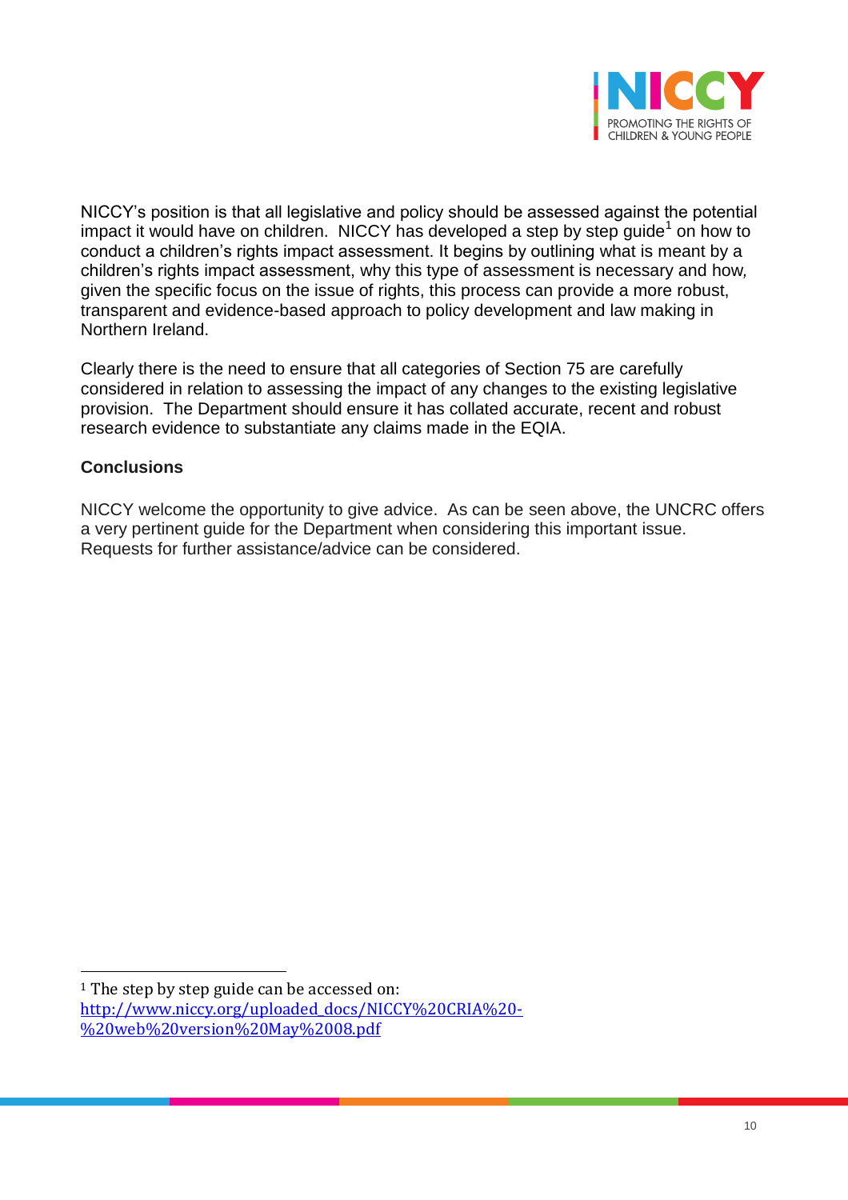NICCY's position is that all legislative and policy should be assessed against the potential impact it would have on children. NICCY has developed a step by step guide[1] on how to conduct a children's rights impact assessment. It begins by outlining what is meant by a children's rights impact assessment, why this type of assessment is necessary and how, given the specific focus on the issue of rights, this process can provide a more robust, transparent and evidence-based approach to policy development and law making in Northern Ireland.

Clearly there is the need to ensure that all categories of Section 75 are carefully considered in relation to assessing the impact of any changes to the existing legislative provision. The Department should ensure it has collated accurate, recent and robust research evidence to substantiate any claims made in the EQIA.

**Conclusions**

NICCY welcome the opportunity to give advice. As can be seen above, the UNCRC offers a very pertinent guide for the Department when considering this important issue. Requests for further assistance/advice can be considered.

---

[1] The step by step guide can be accessed on: http://www.niccy.org/uploaded_docs/NICCY%20CRIA%20-%20web%20version%20May%2008.pdf